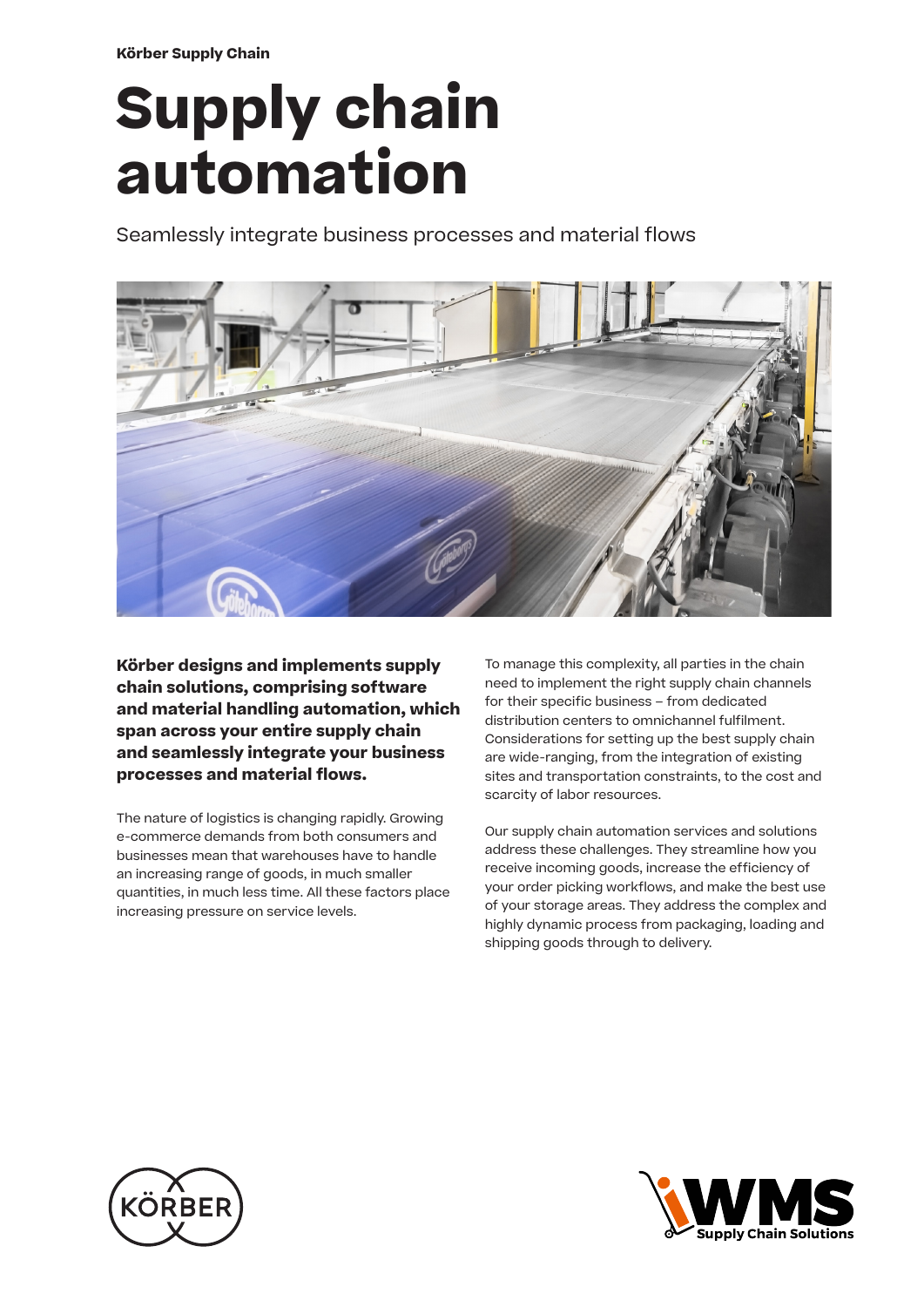Körber Supply Chain

# Supply chain automation

Seamlessly integrate business processes and material flows

**Körber designs and implements supply chain solutions, comprising software and material handling automation, which span across your entire supply chain and seamlessly integrate your business processes and material flows.**

The nature of logistics is changing rapidly. Growing e-commerce demands from both consumers and businesses mean that warehouses have to handle an increasing range of goods, in much smaller quantities, in much less time. All these factors place increasing pressure on service levels.

To manage this complexity, all parties in the chain need to implement the right supply chain channels for their specific business – from dedicated distribution centers to omnichannel fulfilment. Considerations for setting up the best supply chain are wide-ranging, from the integration of existing sites and transportation constraints, to the cost and scarcity of labor resources.

Our supply chain automation services and solutions address these challenges. They streamline how you receive incoming goods, increase the efficiency of your order picking workflows, and make the best use of your storage areas. They address the complex and highly dynamic process from packaging, loading and shipping goods through to delivery.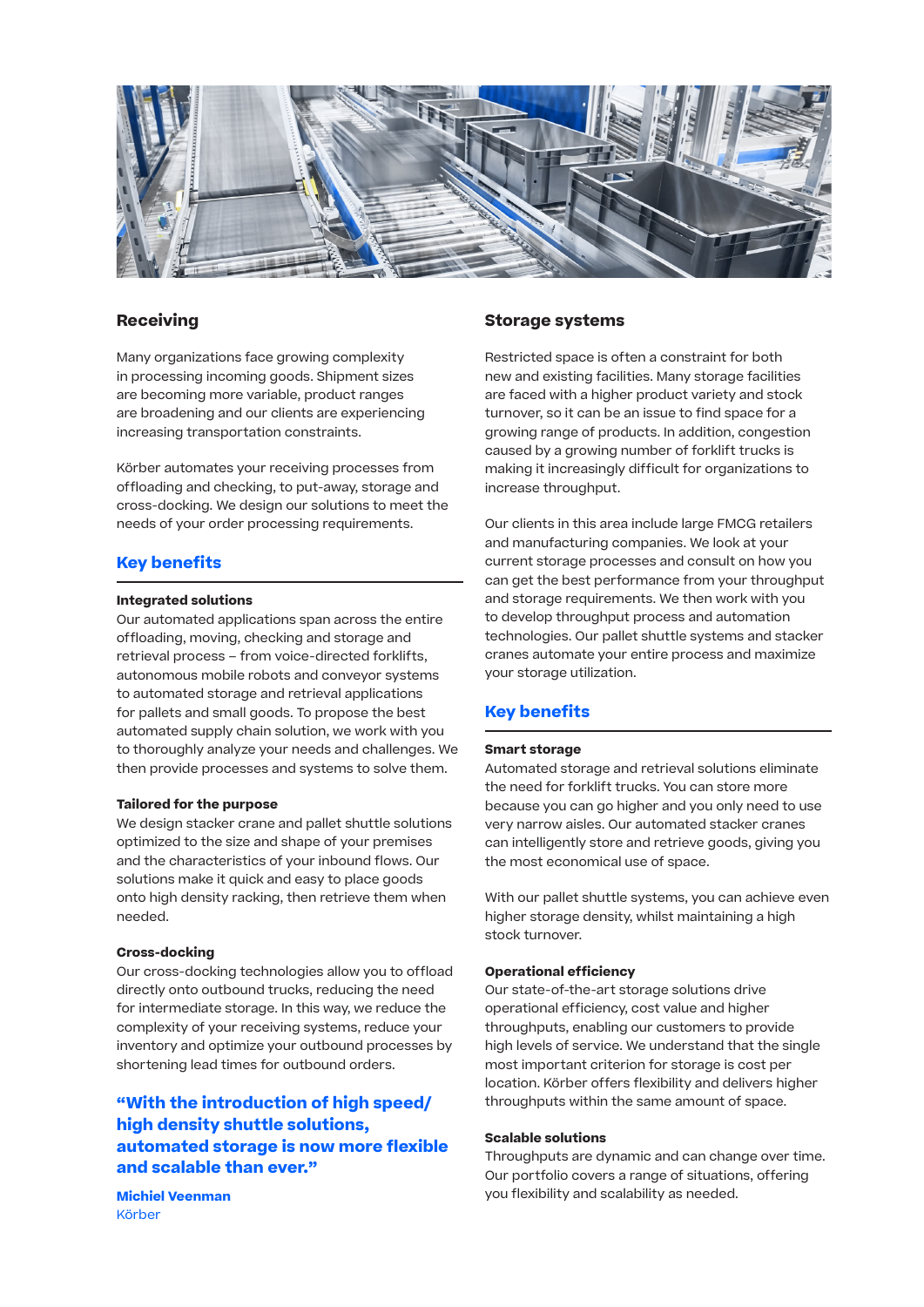## Receiving

Many organizations face growing complexity in processing incoming goods. Shipment sizes are becoming more variable, product ranges are broadening and our clients are experiencing increasing transportation constraints.

Körber automates your receiving processes from offloading and checking, to put-away, storage and cross-docking. We design our solutions to meet the needs of your order processing requirements.

### Key benefits

**Integrated solutions**
Our automated applications span across the entire offloading, moving, checking and storage and retrieval process – from voice-directed forklifts, autonomous mobile robots and conveyor systems to automated storage and retrieval applications for pallets and small goods. To propose the best automated supply chain solution, we work with you to thoroughly analyze your needs and challenges. We then provide processes and systems to solve them.

**Tailored for the purpose**
We design stacker crane and pallet shuttle solutions optimized to the size and shape of your premises and the characteristics of your inbound flows. Our solutions make it quick and easy to place goods onto high density racking, then retrieve them when needed.

**Cross-docking**
Our cross-docking technologies allow you to offload directly onto outbound trucks, reducing the need for intermediate storage. In this way, we reduce the complexity of your receiving systems, reduce your inventory and optimize your outbound processes by shortening lead times for outbound orders.

> **“With the introduction of high speed/ high density shuttle solutions, automated storage is now more flexible and scalable than ever.”**
>
> **Michiel Veenman**
> Körber

## Storage systems

Restricted space is often a constraint for both new and existing facilities. Many storage facilities are faced with a higher product variety and stock turnover, so it can be an issue to find space for a growing range of products. In addition, congestion caused by a growing number of forklift trucks is making it increasingly difficult for organizations to increase throughput.

Our clients in this area include large FMCG retailers and manufacturing companies. We look at your current storage processes and consult on how you can get the best performance from your throughput and storage requirements. We then work with you to develop throughput process and automation technologies. Our pallet shuttle systems and stacker cranes automate your entire process and maximize your storage utilization.

### Key benefits

**Smart storage**
Automated storage and retrieval solutions eliminate the need for forklift trucks. You can store more because you can go higher and you only need to use very narrow aisles. Our automated stacker cranes can intelligently store and retrieve goods, giving you the most economical use of space.

With our pallet shuttle systems, you can achieve even higher storage density, whilst maintaining a high stock turnover.

**Operational efficiency**
Our state-of-the-art storage solutions drive operational efficiency, cost value and higher throughputs, enabling our customers to provide high levels of service. We understand that the single most important criterion for storage is cost per location. Körber offers flexibility and delivers higher throughputs within the same amount of space.

**Scalable solutions**
Throughputs are dynamic and can change over time. Our portfolio covers a range of situations, offering you flexibility and scalability as needed.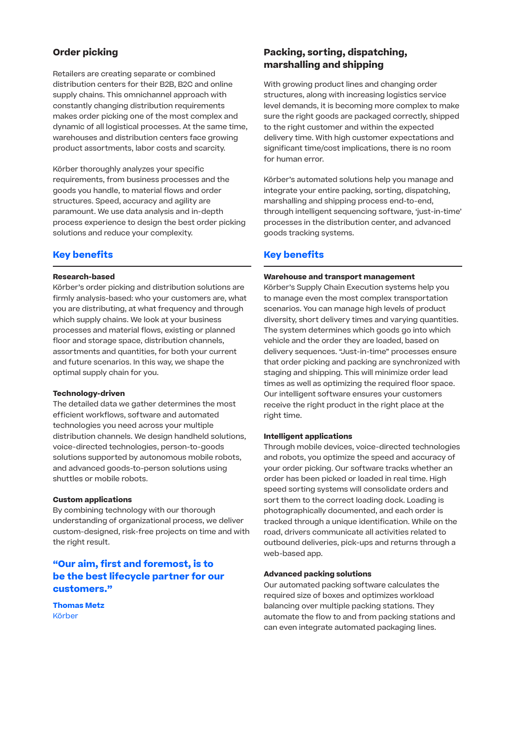## Order picking

Retailers are creating separate or combined distribution centers for their B2B, B2C and online supply chains. This omnichannel approach with constantly changing distribution requirements makes order picking one of the most complex and dynamic of all logistical processes. At the same time, warehouses and distribution centers face growing product assortments, labor costs and scarcity.

Körber thoroughly analyzes your specific requirements, from business processes and the goods you handle, to material flows and order structures. Speed, accuracy and agility are paramount. We use data analysis and in-depth process experience to design the best order picking solutions and reduce your complexity.

### Key benefits

**Research-based**
Körber's order picking and distribution solutions are firmly analysis-based: who your customers are, what you are distributing, at what frequency and through which supply chains. We look at your business processes and material flows, existing or planned floor and storage space, distribution channels, assortments and quantities, for both your current and future scenarios. In this way, we shape the optimal supply chain for you.

**Technology-driven**
The detailed data we gather determines the most efficient workflows, software and automated technologies you need across your multiple distribution channels. We design handheld solutions, voice-directed technologies, person-to-goods solutions supported by autonomous mobile robots, and advanced goods-to-person solutions using shuttles or mobile robots.

**Custom applications**
By combining technology with our thorough understanding of organizational process, we deliver custom-designed, risk-free projects on time and with the right result.

**"Our aim, first and foremost, is to be the best lifecycle partner for our customers."**

**Thomas Metz**
Körber

## Packing, sorting, dispatching, marshalling and shipping

With growing product lines and changing order structures, along with increasing logistics service level demands, it is becoming more complex to make sure the right goods are packaged correctly, shipped to the right customer and within the expected delivery time. With high customer expectations and significant time/cost implications, there is no room for human error.

Körber's automated solutions help you manage and integrate your entire packing, sorting, dispatching, marshalling and shipping process end-to-end, through intelligent sequencing software, 'just-in-time' processes in the distribution center, and advanced goods tracking systems.

### Key benefits

**Warehouse and transport management**
Körber's Supply Chain Execution systems help you to manage even the most complex transportation scenarios. You can manage high levels of product diversity, short delivery times and varying quantities. The system determines which goods go into which vehicle and the order they are loaded, based on delivery sequences. "Just-in-time" processes ensure that order picking and packing are synchronized with staging and shipping. This will minimize order lead times as well as optimizing the required floor space. Our intelligent software ensures your customers receive the right product in the right place at the right time.

**Intelligent applications**
Through mobile devices, voice-directed technologies and robots, you optimize the speed and accuracy of your order picking. Our software tracks whether an order has been picked or loaded in real time. High speed sorting systems will consolidate orders and sort them to the correct loading dock. Loading is photographically documented, and each order is tracked through a unique identification. While on the road, drivers communicate all activities related to outbound deliveries, pick-ups and returns through a web-based app.

**Advanced packing solutions**
Our automated packing software calculates the required size of boxes and optimizes workload balancing over multiple packing stations. They automate the flow to and from packing stations and can even integrate automated packaging lines.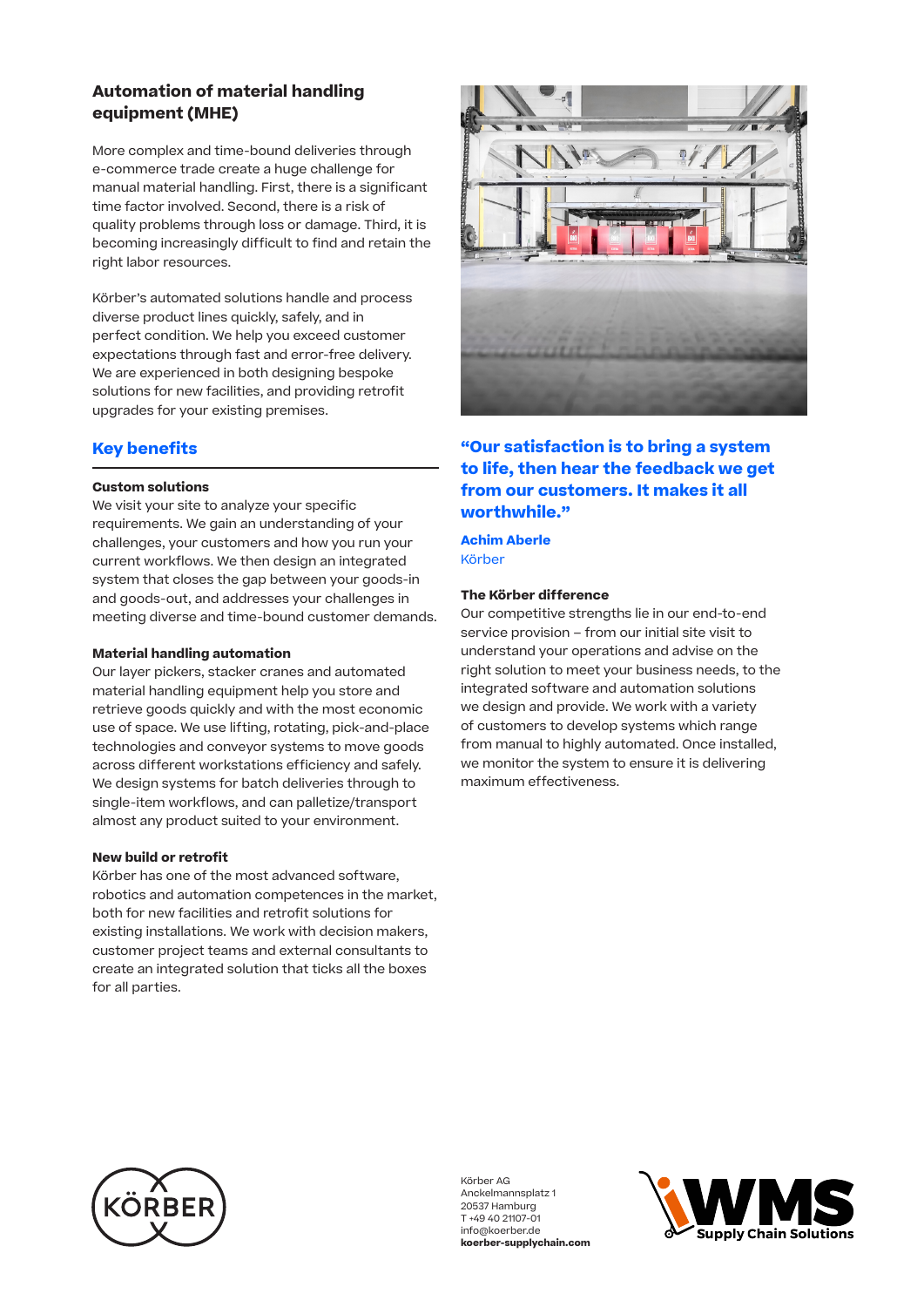## Automation of material handling equipment (MHE)

More complex and time-bound deliveries through e-commerce trade create a huge challenge for manual material handling. First, there is a significant time factor involved. Second, there is a risk of quality problems through loss or damage. Third, it is becoming increasingly difficult to find and retain the right labor resources.

Körber's automated solutions handle and process diverse product lines quickly, safely, and in perfect condition. We help you exceed customer expectations through fast and error-free delivery. We are experienced in both designing bespoke solutions for new facilities, and providing retrofit upgrades for your existing premises.

## Key benefits

**Custom solutions**
We visit your site to analyze your specific requirements. We gain an understanding of your challenges, your customers and how you run your current workflows. We then design an integrated system that closes the gap between your goods-in and goods-out, and addresses your challenges in meeting diverse and time-bound customer demands.

**Material handling automation**
Our layer pickers, stacker cranes and automated material handling equipment help you store and retrieve goods quickly and with the most economic use of space. We use lifting, rotating, pick-and-place technologies and conveyor systems to move goods across different workstations efficiency and safely. We design systems for batch deliveries through to single-item workflows, and can palletize/transport almost any product suited to your environment.

**New build or retrofit**
Körber has one of the most advanced software, robotics and automation competences in the market, both for new facilities and retrofit solutions for existing installations. We work with decision makers, customer project teams and external consultants to create an integrated solution that ticks all the boxes for all parties.

**"Our satisfaction is to bring a system to life, then hear the feedback we get from our customers. It makes it all worthwhile."**

**Achim Aberle**
Körber

**The Körber difference**
Our competitive strengths lie in our end-to-end service provision – from our initial site visit to understand your operations and advise on the right solution to meet your business needs, to the integrated software and automation solutions we design and provide. We work with a variety of customers to develop systems which range from manual to highly automated. Once installed, we monitor the system to ensure it is delivering maximum effectiveness.

KÖRBER

Körber AG
Anckelmannsplatz 1
20537 Hamburg
T +49 40 21107-01
info@koerber.de
**koerber-supplychain.com**

iWMS Supply Chain Solutions